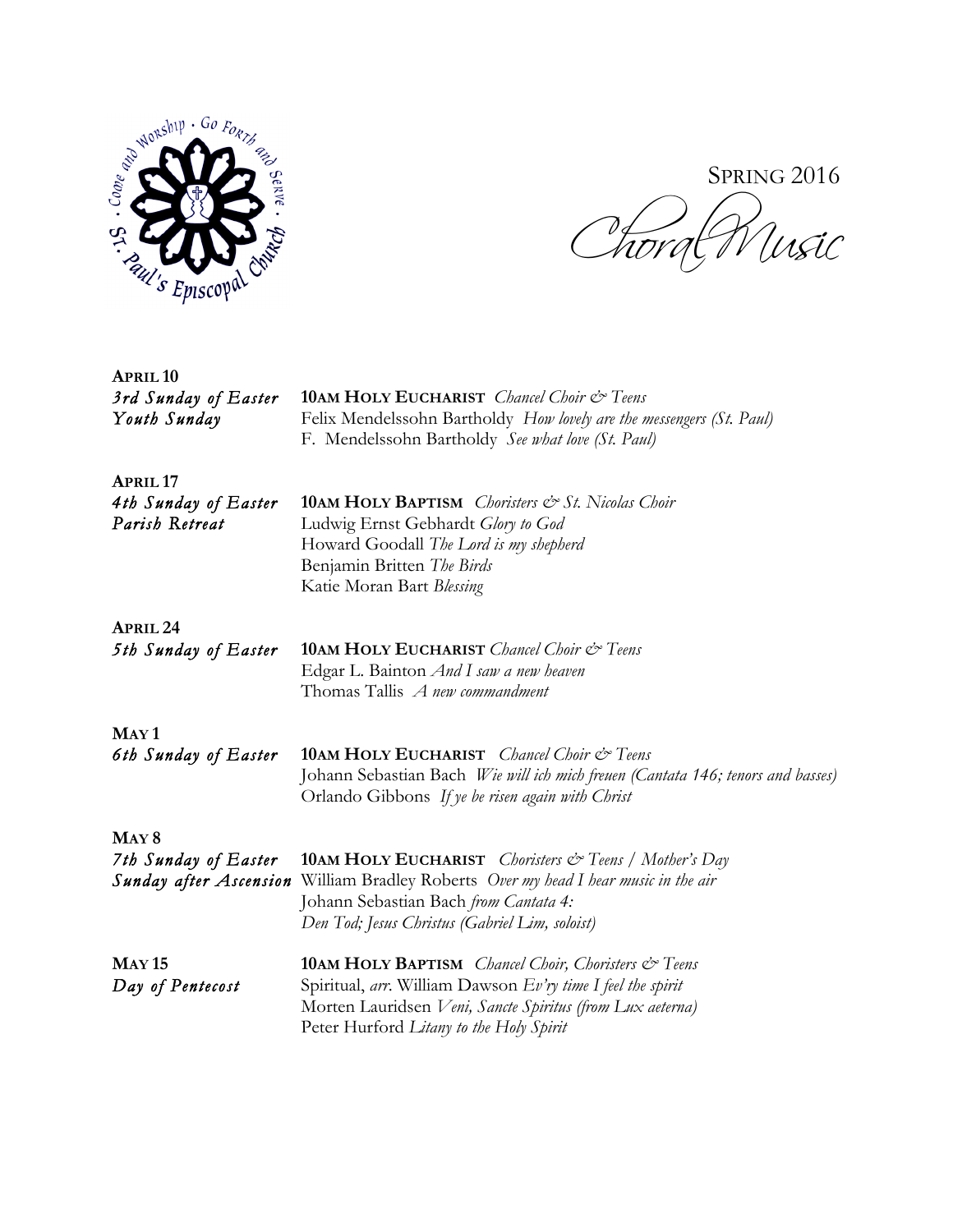# Spring 2016 Choral Music

St. Paul's Episcopal Church · Come and Worship · Go Forth and Serve

**APRIL 10**
*3rd Sunday of Easter*
*Youth Sunday*

**10AM HOLY EUCHARIST** *Chancel Choir & Teens*
Felix Mendelssohn Bartholdy *How lovely are the messengers (St. Paul)*
F. Mendelssohn Bartholdy *See what love (St. Paul)*

**APRIL 17**
*4th Sunday of Easter*
*Parish Retreat*

**10AM HOLY BAPTISM** *Choristers & St. Nicolas Choir*
Ludwig Ernst Gebhardt *Glory to God*
Howard Goodall *The Lord is my shepherd*
Benjamin Britten *The Birds*
Katie Moran Bart *Blessing*

**APRIL 24**
*5th Sunday of Easter*

**10AM HOLY EUCHARIST** *Chancel Choir & Teens*
Edgar L. Bainton *And I saw a new heaven*
Thomas Tallis *A new commandment*

**MAY 1**
*6th Sunday of Easter*

**10AM HOLY EUCHARIST** *Chancel Choir & Teens*
Johann Sebastian Bach *Wie will ich mich freuen (Cantata 146; tenors and basses)*
Orlando Gibbons *If ye be risen again with Christ*

**MAY 8**
*7th Sunday of Easter*
*Sunday after Ascension*

**10AM HOLY EUCHARIST** *Choristers & Teens / Mother's Day*
William Bradley Roberts *Over my head I hear music in the air*
Johann Sebastian Bach *from Cantata 4:*
*Den Tod; Jesus Christus (Gabriel Lim, soloist)*

**MAY 15**
*Day of Pentecost*

**10AM HOLY BAPTISM** *Chancel Choir, Choristers & Teens*
Spiritual, *arr.* William Dawson *Ev'ry time I feel the spirit*
Morten Lauridsen *Veni, Sancte Spiritus (from Lux aeterna)*
Peter Hurford *Litany to the Holy Spirit*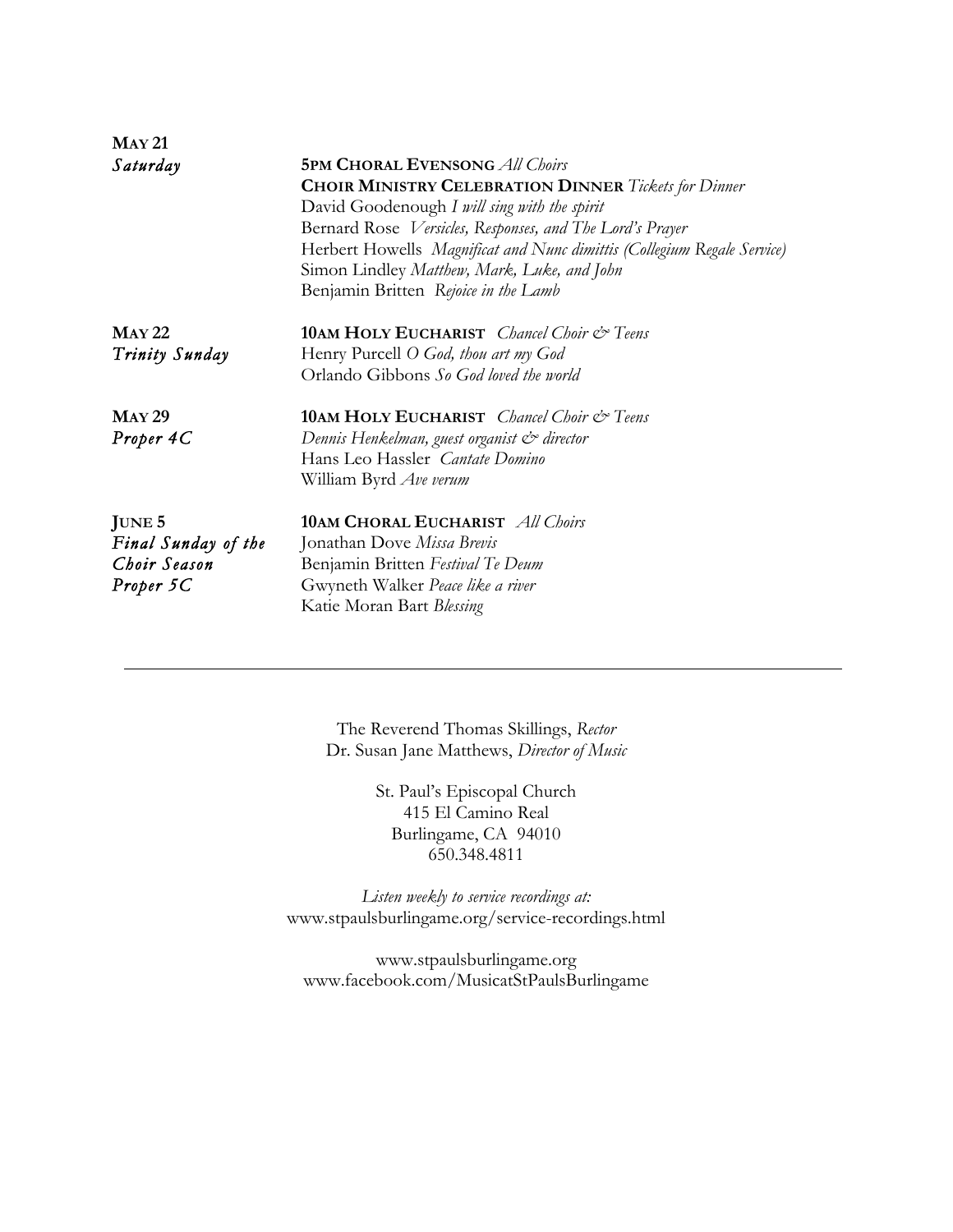**MAY 21**
*Saturday*

**5PM CHORAL EVENSONG** *All Choirs*
**CHOIR MINISTRY CELEBRATION DINNER** *Tickets for Dinner*
David Goodenough *I will sing with the spirit*
Bernard Rose *Versicles, Responses, and The Lord's Prayer*
Herbert Howells *Magnificat and Nunc dimittis (Collegium Regale Service)*
Simon Lindley *Matthew, Mark, Luke, and John*
Benjamin Britten *Rejoice in the Lamb*

**MAY 22**
*Trinity Sunday*

**10AM HOLY EUCHARIST** *Chancel Choir & Teens*
Henry Purcell *O God, thou art my God*
Orlando Gibbons *So God loved the world*

**MAY 29**
*Proper 4C*

**10AM HOLY EUCHARIST** *Chancel Choir & Teens*
*Dennis Henkelman, guest organist & director*
Hans Leo Hassler *Cantate Domino*
William Byrd *Ave verum*

**JUNE 5**
*Final Sunday of the Choir Season*
*Proper 5C*

**10AM CHORAL EUCHARIST** *All Choirs*
Jonathan Dove *Missa Brevis*
Benjamin Britten *Festival Te Deum*
Gwyneth Walker *Peace like a river*
Katie Moran Bart *Blessing*

---

The Reverend Thomas Skillings, *Rector*
Dr. Susan Jane Matthews, *Director of Music*

St. Paul's Episcopal Church
415 El Camino Real
Burlingame, CA 94010
650.348.4811

*Listen weekly to service recordings at:*
www.stpaulsburlingame.org/service-recordings.html

www.stpaulsburlingame.org
www.facebook.com/MusicatStPaulsBurlingame